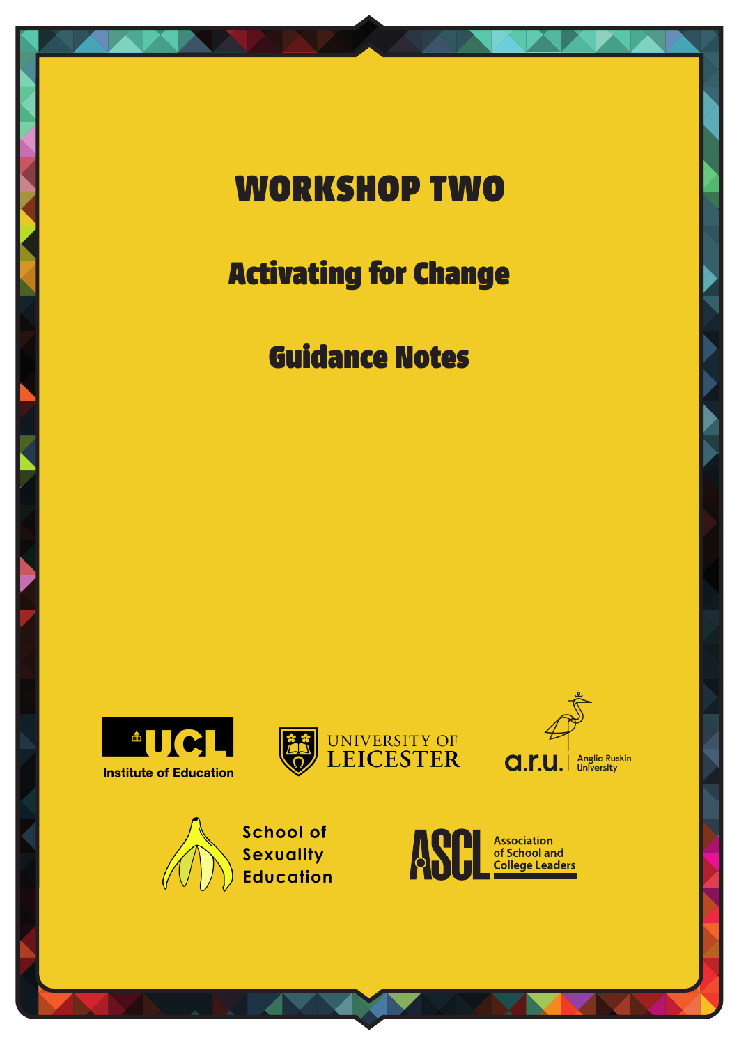# WORKSHOP TWO

## Activating for Change

## Guidance Notes

UCL Institute of Education

University of Leicester

a.r.u. Anglia Ruskin University

School of Sexuality Education

ASCL Association of School and College Leaders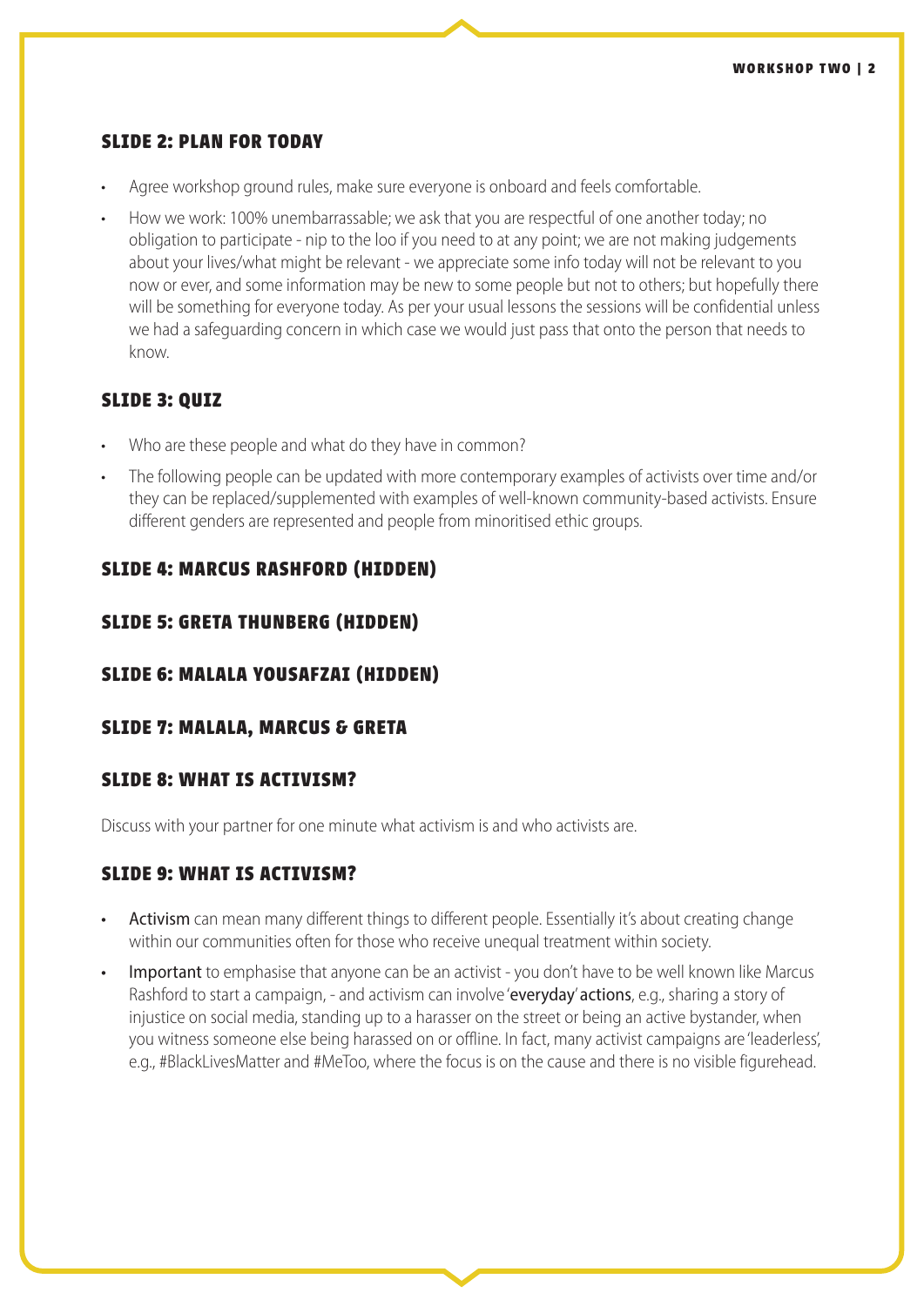## SLIDE 2: PLAN FOR TODAY

- Agree workshop ground rules, make sure everyone is onboard and feels comfortable.
- How we work: 100% unembarrassable; we ask that you are respectful of one another today; no obligation to participate - nip to the loo if you need to at any point; we are not making judgements about your lives/what might be relevant - we appreciate some info today will not be relevant to you now or ever, and some information may be new to some people but not to others; but hopefully there will be something for everyone today. As per your usual lessons the sessions will be confidential unless we had a safeguarding concern in which case we would just pass that onto the person that needs to know.

## SLIDE 3: QUIZ

- Who are these people and what do they have in common?
- The following people can be updated with more contemporary examples of activists over time and/or they can be replaced/supplemented with examples of well-known community-based activists. Ensure different genders are represented and people from minoritised ethic groups.

## SLIDE 4: MARCUS RASHFORD (HIDDEN)

## SLIDE 5: GRETA THUNBERG (HIDDEN)

## SLIDE 6: MALALA YOUSAFZAI (HIDDEN)

## SLIDE 7: MALALA, MARCUS & GRETA

## SLIDE 8: WHAT IS ACTIVISM?

Discuss with your partner for one minute what activism is and who activists are.

## SLIDE 9: WHAT IS ACTIVISM?

- **Activism** can mean many different things to different people. Essentially it's about creating change within our communities often for those who receive unequal treatment within society.
- **Important** to emphasise that anyone can be an activist - you don't have to be well known like Marcus Rashford to start a campaign, - and activism can involve **'everyday' actions**, e.g., sharing a story of injustice on social media, standing up to a harasser on the street or being an active bystander, when you witness someone else being harassed on or offline. In fact, many activist campaigns are 'leaderless', e.g., #BlackLivesMatter and #MeToo, where the focus is on the cause and there is no visible figurehead.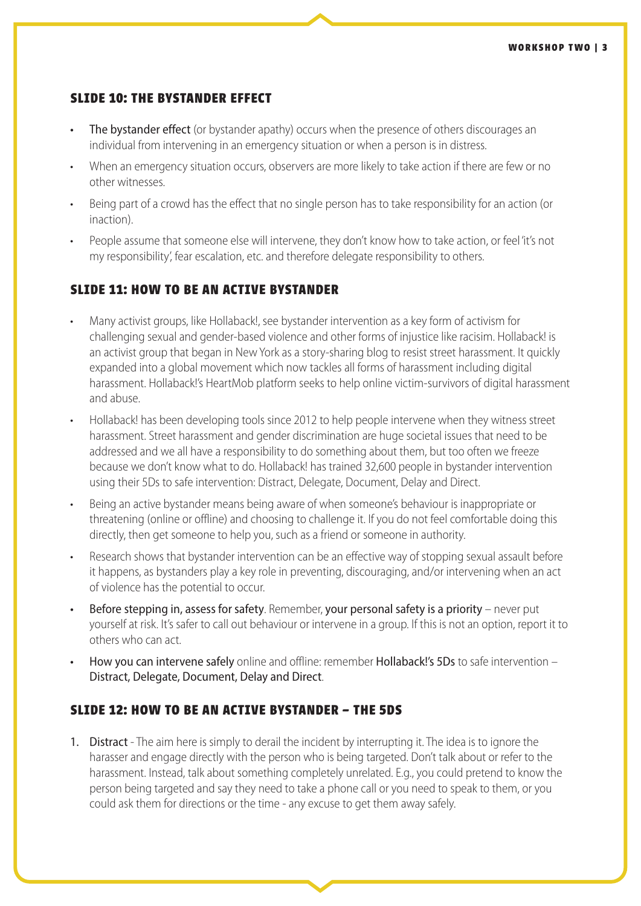## SLIDE 10: THE BYSTANDER EFFECT

- **The bystander effect** (or bystander apathy) occurs when the presence of others discourages an individual from intervening in an emergency situation or when a person is in distress.
- When an emergency situation occurs, observers are more likely to take action if there are few or no other witnesses.
- Being part of a crowd has the effect that no single person has to take responsibility for an action (or inaction).
- People assume that someone else will intervene, they don't know how to take action, or feel 'it's not my responsibility', fear escalation, etc. and therefore delegate responsibility to others.

## SLIDE 11: HOW TO BE AN ACTIVE BYSTANDER

- Many activist groups, like Hollaback!, see bystander intervention as a key form of activism for challenging sexual and gender-based violence and other forms of injustice like racisim. Hollaback! is an activist group that began in New York as a story-sharing blog to resist street harassment. It quickly expanded into a global movement which now tackles all forms of harassment including digital harassment. Hollaback!'s HeartMob platform seeks to help online victim-survivors of digital harassment and abuse.
- Hollaback! has been developing tools since 2012 to help people intervene when they witness street harassment. Street harassment and gender discrimination are huge societal issues that need to be addressed and we all have a responsibility to do something about them, but too often we freeze because we don't know what to do. Hollaback! has trained 32,600 people in bystander intervention using their 5Ds to safe intervention: Distract, Delegate, Document, Delay and Direct.
- Being an active bystander means being aware of when someone's behaviour is inappropriate or threatening (online or offline) and choosing to challenge it. If you do not feel comfortable doing this directly, then get someone to help you, such as a friend or someone in authority.
- Research shows that bystander intervention can be an effective way of stopping sexual assault before it happens, as bystanders play a key role in preventing, discouraging, and/or intervening when an act of violence has the potential to occur.
- **Before stepping in, assess for safety**. Remember, **your personal safety is a priority** – never put yourself at risk. It's safer to call out behaviour or intervene in a group. If this is not an option, report it to others who can act.
- **How you can intervene safely** online and offline: remember **Hollaback!'s 5Ds** to safe intervention – **Distract, Delegate, Document, Delay and Direct**.

## SLIDE 12: HOW TO BE AN ACTIVE BYSTANDER – THE 5DS

1. **Distract** - The aim here is simply to derail the incident by interrupting it. The idea is to ignore the harasser and engage directly with the person who is being targeted. Don't talk about or refer to the harassment. Instead, talk about something completely unrelated. E.g., you could pretend to know the person being targeted and say they need to take a phone call or you need to speak to them, or you could ask them for directions or the time - any excuse to get them away safely.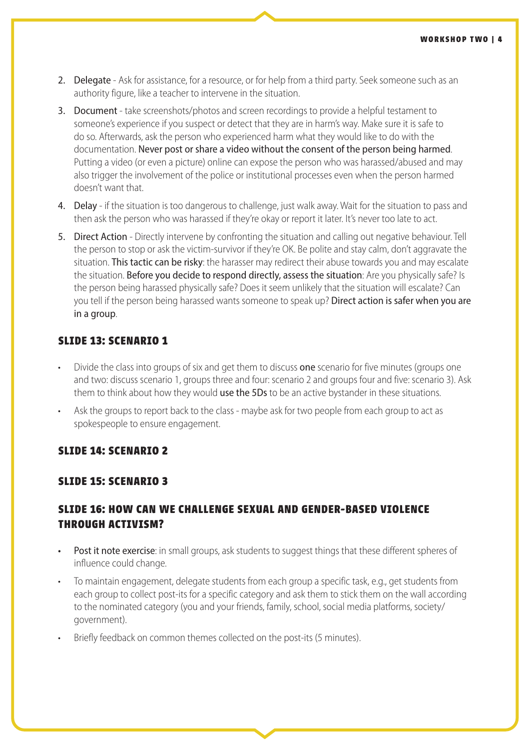2. **Delegate** - Ask for assistance, for a resource, or for help from a third party. Seek someone such as an authority figure, like a teacher to intervene in the situation.
3. **Document** - take screenshots/photos and screen recordings to provide a helpful testament to someone's experience if you suspect or detect that they are in harm's way. Make sure it is safe to do so. Afterwards, ask the person who experienced harm what they would like to do with the documentation. **Never post or share a video without the consent of the person being harmed**. Putting a video (or even a picture) online can expose the person who was harassed/abused and may also trigger the involvement of the police or institutional processes even when the person harmed doesn't want that.
4. **Delay** - if the situation is too dangerous to challenge, just walk away. Wait for the situation to pass and then ask the person who was harassed if they're okay or report it later. It's never too late to act.
5. **Direct Action** - Directly intervene by confronting the situation and calling out negative behaviour. Tell the person to stop or ask the victim-survivor if they're OK. Be polite and stay calm, don't aggravate the situation. **This tactic can be risky**: the harasser may redirect their abuse towards you and may escalate the situation. **Before you decide to respond directly, assess the situation**: Are you physically safe? Is the person being harassed physically safe? Does it seem unlikely that the situation will escalate? Can you tell if the person being harassed wants someone to speak up? **Direct action is safer when you are in a group**.

## SLIDE 13: SCENARIO 1

- Divide the class into groups of six and get them to discuss **one** scenario for five minutes (groups one and two: discuss scenario 1, groups three and four: scenario 2 and groups four and five: scenario 3). Ask them to think about how they would **use the 5Ds** to be an active bystander in these situations.
- Ask the groups to report back to the class - maybe ask for two people from each group to act as spokespeople to ensure engagement.

## SLIDE 14: SCENARIO 2

## SLIDE 15: SCENARIO 3

## SLIDE 16: HOW CAN WE CHALLENGE SEXUAL AND GENDER-BASED VIOLENCE THROUGH ACTIVISM?

- **Post it note exercise**: in small groups, ask students to suggest things that these different spheres of influence could change.
- To maintain engagement, delegate students from each group a specific task, e.g., get students from each group to collect post-its for a specific category and ask them to stick them on the wall according to the nominated category (you and your friends, family, school, social media platforms, society/government).
- Briefly feedback on common themes collected on the post-its (5 minutes).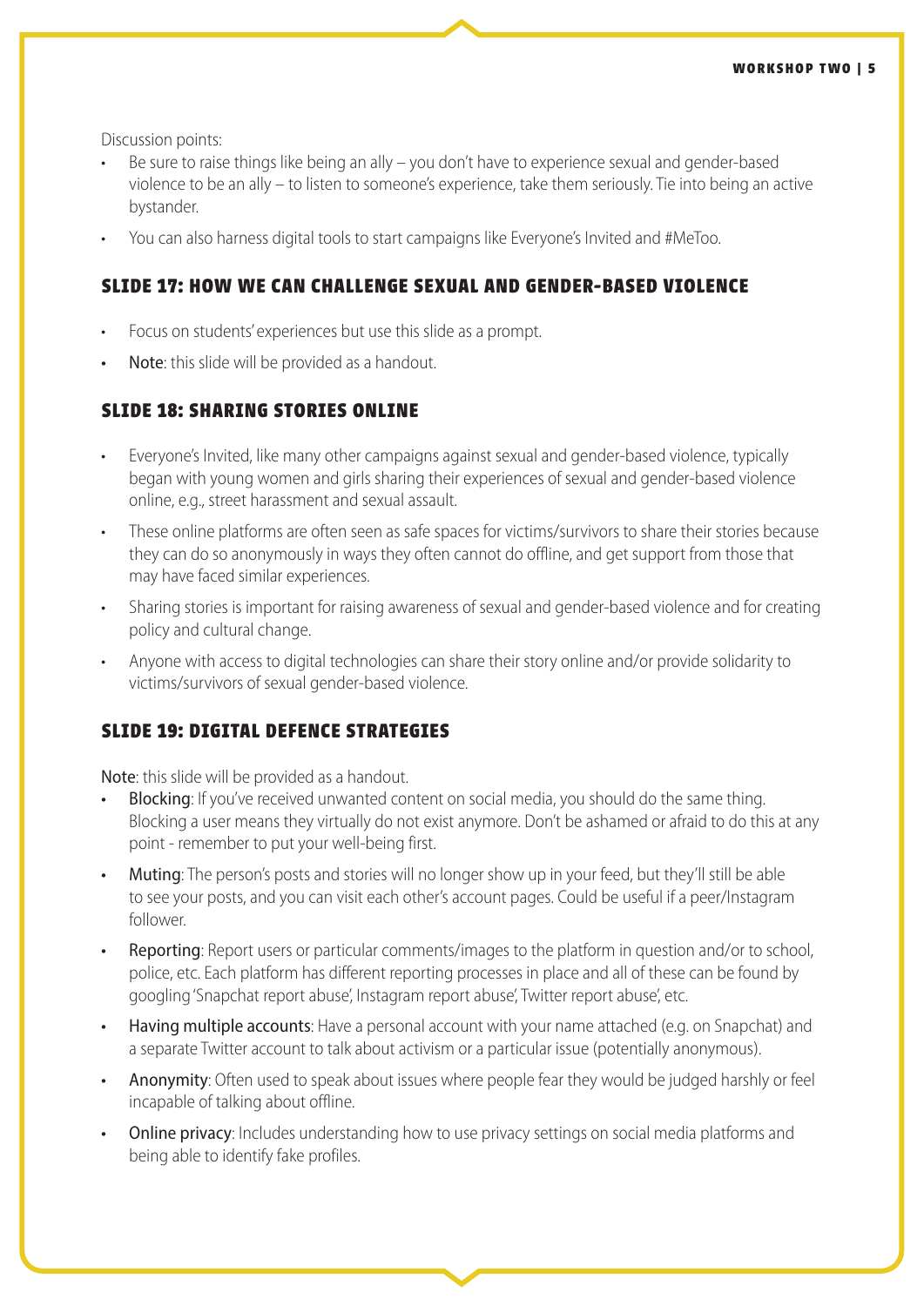Discussion points:

- Be sure to raise things like being an ally – you don't have to experience sexual and gender-based violence to be an ally – to listen to someone's experience, take them seriously. Tie into being an active bystander.
- You can also harness digital tools to start campaigns like Everyone's Invited and #MeToo.

## SLIDE 17: HOW WE CAN CHALLENGE SEXUAL AND GENDER-BASED VIOLENCE

- Focus on students' experiences but use this slide as a prompt.
- **Note**: this slide will be provided as a handout.

## SLIDE 18: SHARING STORIES ONLINE

- Everyone's Invited, like many other campaigns against sexual and gender-based violence, typically began with young women and girls sharing their experiences of sexual and gender-based violence online, e.g., street harassment and sexual assault.
- These online platforms are often seen as safe spaces for victims/survivors to share their stories because they can do so anonymously in ways they often cannot do offline, and get support from those that may have faced similar experiences.
- Sharing stories is important for raising awareness of sexual and gender-based violence and for creating policy and cultural change.
- Anyone with access to digital technologies can share their story online and/or provide solidarity to victims/survivors of sexual gender-based violence.

## SLIDE 19: DIGITAL DEFENCE STRATEGIES

**Note**: this slide will be provided as a handout.

- **Blocking**: If you've received unwanted content on social media, you should do the same thing. Blocking a user means they virtually do not exist anymore. Don't be ashamed or afraid to do this at any point - remember to put your well-being first.
- **Muting**: The person's posts and stories will no longer show up in your feed, but they'll still be able to see your posts, and you can visit each other's account pages. Could be useful if a peer/Instagram follower.
- **Reporting**: Report users or particular comments/images to the platform in question and/or to school, police, etc. Each platform has different reporting processes in place and all of these can be found by googling 'Snapchat report abuse', Instagram report abuse', Twitter report abuse', etc.
- **Having multiple accounts**: Have a personal account with your name attached (e.g. on Snapchat) and a separate Twitter account to talk about activism or a particular issue (potentially anonymous).
- **Anonymity**: Often used to speak about issues where people fear they would be judged harshly or feel incapable of talking about offline.
- **Online privacy**: Includes understanding how to use privacy settings on social media platforms and being able to identify fake profiles.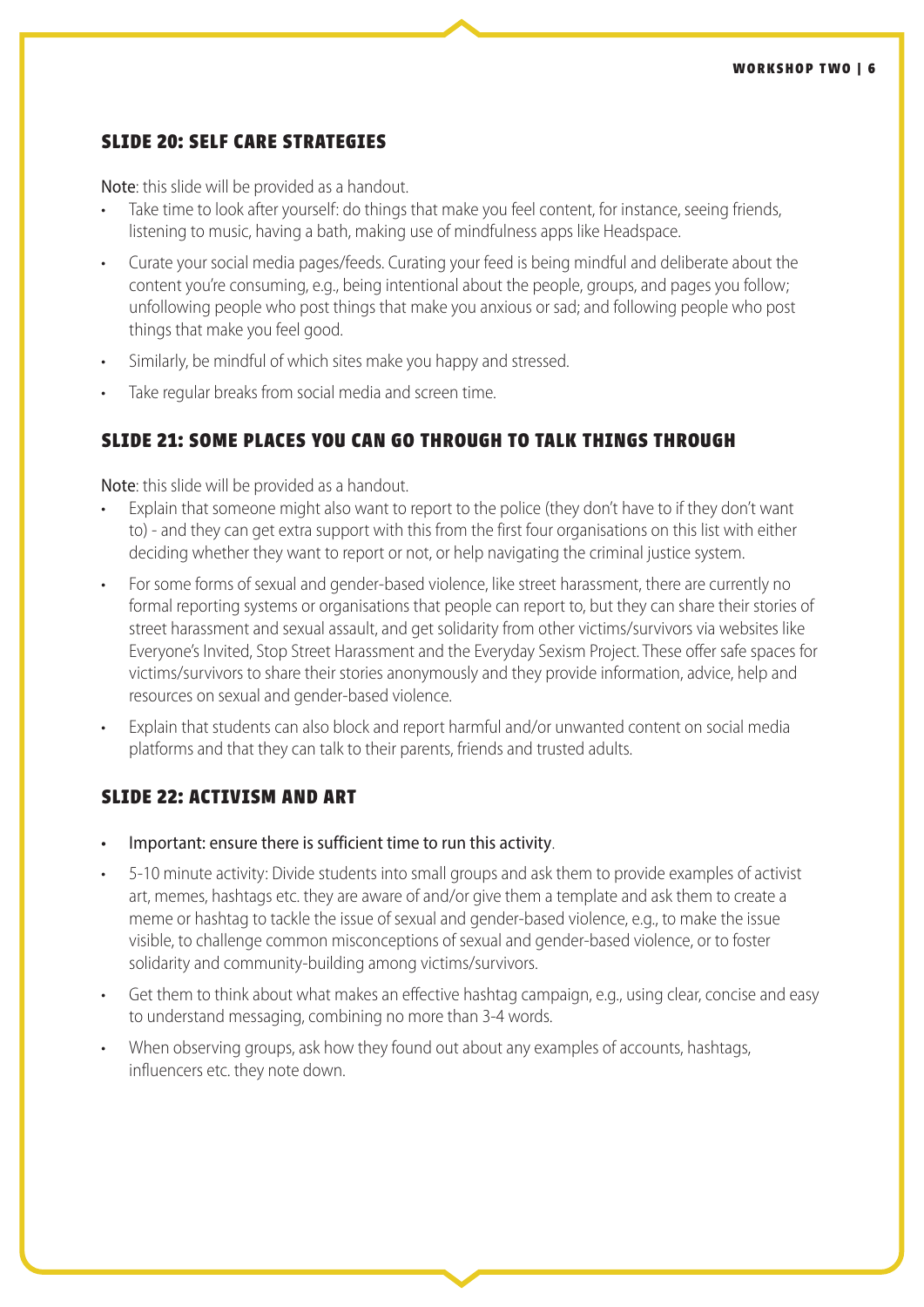## SLIDE 20: SELF CARE STRATEGIES

**Note**: this slide will be provided as a handout.

- Take time to look after yourself: do things that make you feel content, for instance, seeing friends, listening to music, having a bath, making use of mindfulness apps like Headspace.
- Curate your social media pages/feeds. Curating your feed is being mindful and deliberate about the content you're consuming, e.g., being intentional about the people, groups, and pages you follow; unfollowing people who post things that make you anxious or sad; and following people who post things that make you feel good.
- Similarly, be mindful of which sites make you happy and stressed.
- Take regular breaks from social media and screen time.

## SLIDE 21: SOME PLACES YOU CAN GO THROUGH TO TALK THINGS THROUGH

**Note**: this slide will be provided as a handout.

- Explain that someone might also want to report to the police (they don't have to if they don't want to) - and they can get extra support with this from the first four organisations on this list with either deciding whether they want to report or not, or help navigating the criminal justice system.
- For some forms of sexual and gender-based violence, like street harassment, there are currently no formal reporting systems or organisations that people can report to, but they can share their stories of street harassment and sexual assault, and get solidarity from other victims/survivors via websites like Everyone's Invited, Stop Street Harassment and the Everyday Sexism Project. These offer safe spaces for victims/survivors to share their stories anonymously and they provide information, advice, help and resources on sexual and gender-based violence.
- Explain that students can also block and report harmful and/or unwanted content on social media platforms and that they can talk to their parents, friends and trusted adults.

## SLIDE 22: ACTIVISM AND ART

- **Important: ensure there is sufficient time to run this activity**.
- 5-10 minute activity: Divide students into small groups and ask them to provide examples of activist art, memes, hashtags etc. they are aware of and/or give them a template and ask them to create a meme or hashtag to tackle the issue of sexual and gender-based violence, e.g., to make the issue visible, to challenge common misconceptions of sexual and gender-based violence, or to foster solidarity and community-building among victims/survivors.
- Get them to think about what makes an effective hashtag campaign, e.g., using clear, concise and easy to understand messaging, combining no more than 3-4 words.
- When observing groups, ask how they found out about any examples of accounts, hashtags, influencers etc. they note down.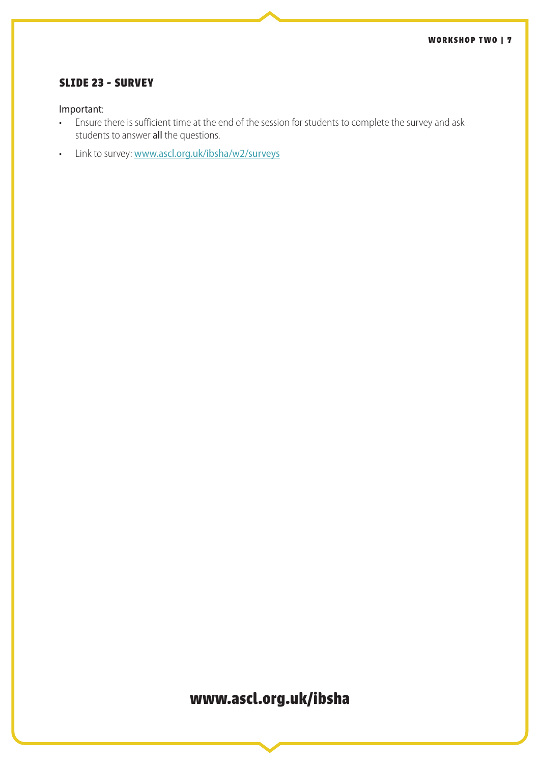## SLIDE 23 - SURVEY

Important:

- Ensure there is sufficient time at the end of the session for students to complete the survey and ask students to answer **all** the questions.
- Link to survey: www.ascl.org.uk/ibsha/w2/surveys

**www.ascl.org.uk/ibsha**